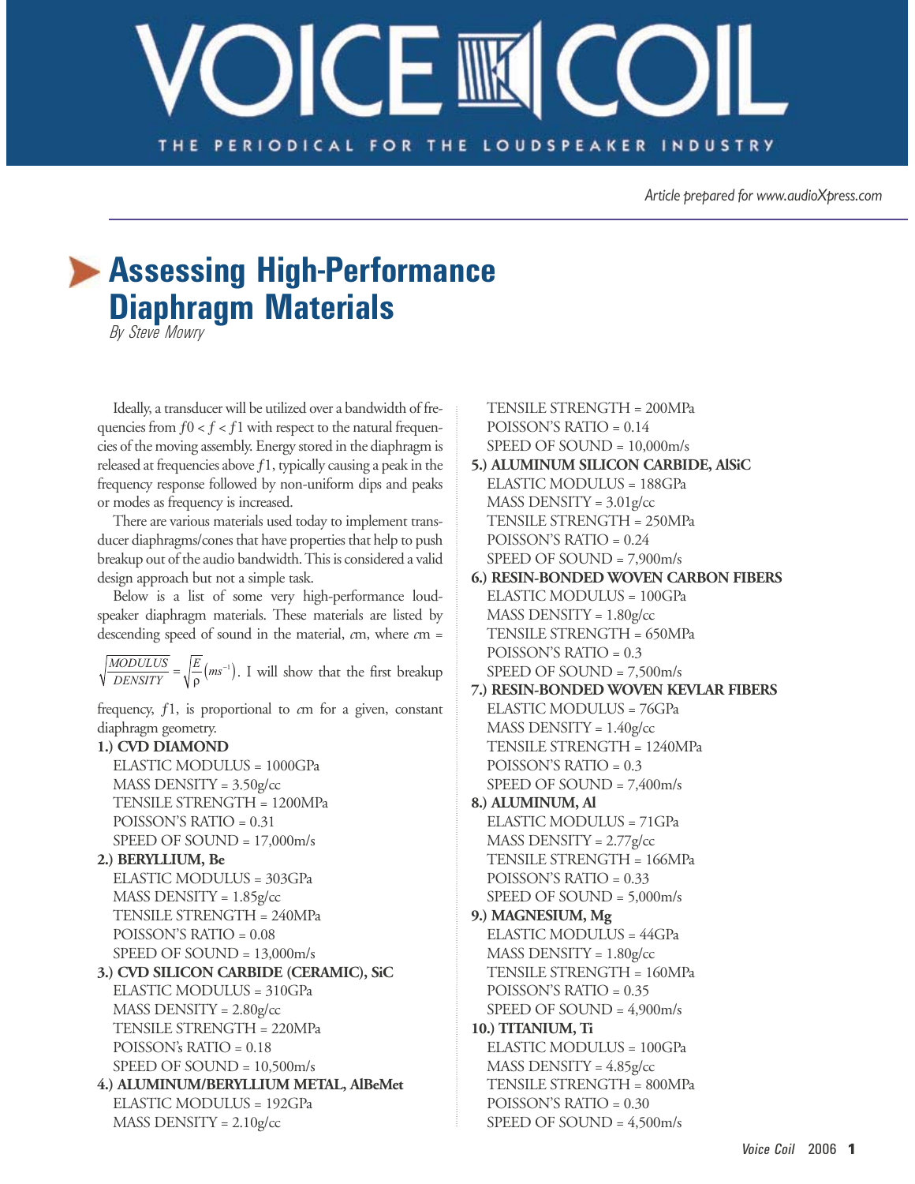# VOICE COIL

THE PERIODICAL FOR THE LOUDSPEAKER INDUSTRY

*Article prepared for www.audioXpress.com*

## Assessing High-Performance Diaphragm Materials

*By Steve Mowry*

Ideally, a transducer will be utilized over a bandwidth of frequencies from $f0 < f < f1$ with respect to the natural frequencies of the moving assembly. Energy stored in the diaphragm is released at frequencies above $f1$, typically causing a peak in the frequency response followed by non-uniform dips and peaks or modes as frequency is increased.

There are various materials used today to implement transducer diaphragms/cones that have properties that help to push breakup out of the audio bandwidth. This is considered a valid design approach but not a simple task.

Below is a list of some very high-performance loudspeaker diaphragm materials. These materials are listed by descending speed of sound in the material, $c$m, where $c\text{m} = \sqrt{\frac{MODULUS}{DENSITY}} = \sqrt{\frac{E}{\rho}}\left(ms^{-1}\right)$. I will show that the first breakup frequency, $f1$, is proportional to $c$m for a given, constant diaphragm geometry.

**1.) CVD DIAMOND**
- ELASTIC MODULUS = 1000GPa
- MASS DENSITY = 3.50g/cc
- TENSILE STRENGTH = 1200MPa
- POISSON'S RATIO = 0.31
- SPEED OF SOUND = 17,000m/s

**2.) BERYLLIUM, Be**
- ELASTIC MODULUS = 303GPa
- MASS DENSITY = 1.85g/cc
- TENSILE STRENGTH = 240MPa
- POISSON'S RATIO = 0.08
- SPEED OF SOUND = 13,000m/s

**3.) CVD SILICON CARBIDE (CERAMIC), SiC**
- ELASTIC MODULUS = 310GPa
- MASS DENSITY = 2.80g/cc
- TENSILE STRENGTH = 220MPa
- POISSON's RATIO = 0.18
- SPEED OF SOUND = 10,500m/s

**4.) ALUMINUM/BERYLLIUM METAL, AlBeMet**
- ELASTIC MODULUS = 192GPa
- MASS DENSITY = 2.10g/cc
- TENSILE STRENGTH = 200MPa
- POISSON'S RATIO = 0.14
- SPEED OF SOUND = 10,000m/s

**5.) ALUMINUM SILICON CARBIDE, AlSiC**
- ELASTIC MODULUS = 188GPa
- MASS DENSITY = 3.01g/cc
- TENSILE STRENGTH = 250MPa
- POISSON'S RATIO = 0.24
- SPEED OF SOUND = 7,900m/s

**6.) RESIN-BONDED WOVEN CARBON FIBERS**
- ELASTIC MODULUS = 100GPa
- MASS DENSITY = 1.80g/cc
- TENSILE STRENGTH = 650MPa
- POISSON'S RATIO = 0.3
- SPEED OF SOUND = 7,500m/s

**7.) RESIN-BONDED WOVEN KEVLAR FIBERS**
- ELASTIC MODULUS = 76GPa
- MASS DENSITY = 1.40g/cc
- TENSILE STRENGTH = 1240MPa
- POISSON'S RATIO = 0.3
- SPEED OF SOUND = 7,400m/s

**8.) ALUMINUM, Al**
- ELASTIC MODULUS = 71GPa
- MASS DENSITY = 2.77g/cc
- TENSILE STRENGTH = 166MPa
- POISSON'S RATIO = 0.33
- SPEED OF SOUND = 5,000m/s

**9.) MAGNESIUM, Mg**
- ELASTIC MODULUS = 44GPa
- MASS DENSITY = 1.80g/cc
- TENSILE STRENGTH = 160MPa
- POISSON'S RATIO = 0.35
- SPEED OF SOUND = 4,900m/s

**10.) TITANIUM, Ti**
- ELASTIC MODULUS = 100GPa
- MASS DENSITY = 4.85g/cc
- TENSILE STRENGTH = 800MPa
- POISSON'S RATIO = 0.30
- SPEED OF SOUND = 4,500m/s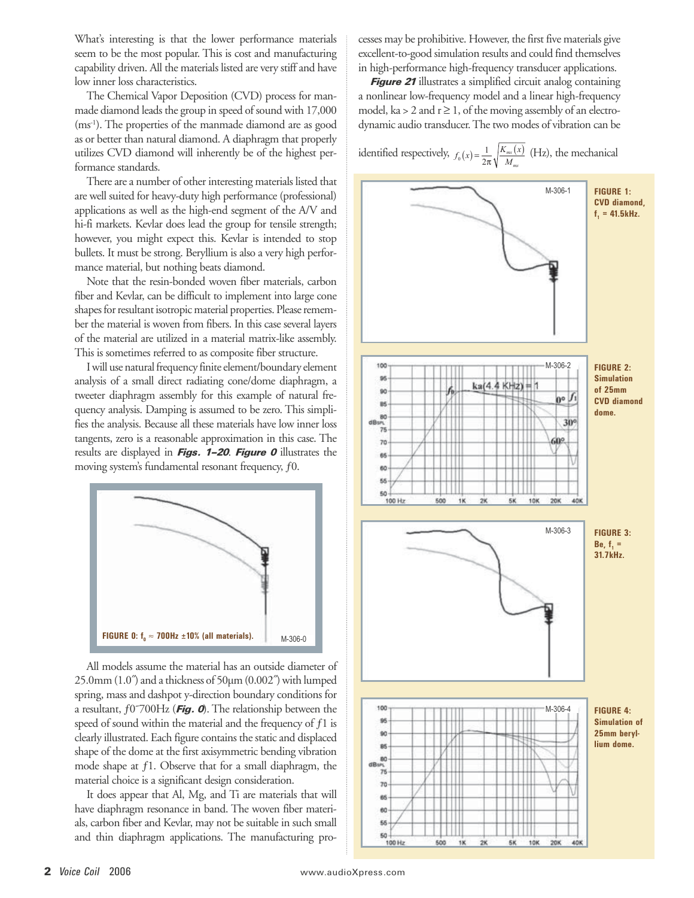What's interesting is that the lower performance materials seem to be the most popular. This is cost and manufacturing capability driven. All the materials listed are very stiff and have low inner loss characteristics.

The Chemical Vapor Deposition (CVD) process for man-made diamond leads the group in speed of sound with 17,000 ($ms^{-1}$). The properties of the manmade diamond are as good as or better than natural diamond. A diaphragm that properly utilizes CVD diamond will inherently be of the highest performance standards.

There are a number of other interesting materials listed that are well suited for heavy-duty high performance (professional) applications as well as the high-end segment of the A/V and hi-fi markets. Kevlar does lead the group for tensile strength; however, you might expect this. Kevlar is intended to stop bullets. It must be strong. Beryllium is also a very high performance material, but nothing beats diamond.

Note that the resin-bonded woven fiber materials, carbon fiber and Kevlar, can be difficult to implement into large cone shapes for resultant isotropic material properties. Please remember the material is woven from fibers. In this case several layers of the material are utilized in a material matrix-like assembly. This is sometimes referred to as composite fiber structure.

I will use natural frequency finite element/boundary element analysis of a small direct radiating cone/dome diaphragm, a tweeter diaphragm assembly for this example of natural frequency analysis. Damping is assumed to be zero. This simplifies the analysis. Because all these materials have low inner loss tangents, zero is a reasonable approximation in this case. The results are displayed in ***Figs. 1–20***. ***Figure 0*** illustrates the moving system's fundamental resonant frequency, $f0$.

**FIGURE 0: $f_0 \approx$ 700Hz ±10% (all materials).** M-306-0

All models assume the material has an outside diameter of 25.0mm (1.0″) and a thickness of 50μm (0.002″) with lumped spring, mass and dashpot y-direction boundary conditions for a resultant, $f0 \approx 700$Hz (***Fig. 0***). The relationship between the speed of sound within the material and the frequency of $f1$ is clearly illustrated. Each figure contains the static and displaced shape of the dome at the first axisymmetric bending vibration mode shape at $f1$. Observe that for a small diaphragm, the material choice is a significant design consideration.

It does appear that Al, Mg, and Ti are materials that will have diaphragm resonance in band. The woven fiber materials, carbon fiber and Kevlar, may not be suitable in such small and thin diaphragm applications. The manufacturing processes may be prohibitive. However, the first five materials give excellent-to-good simulation results and could find themselves in high-performance high-frequency transducer applications.

***Figure 21*** illustrates a simplified circuit analog containing a nonlinear low-frequency model and a linear high-frequency model, ka > 2 and r ≥ 1, of the moving assembly of an electrodynamic audio transducer. The two modes of vibration can be identified respectively, $f_0(x) = \frac{1}{2\pi}\sqrt{\frac{K_{ms}(x)}{M_{ms}}}$ (Hz), the mechanical

**FIGURE 1: CVD diamond, $f_1$ = 41.5kHz.** M-306-1

**FIGURE 2: Simulation of 25mm CVD diamond dome.** M-306-2

**FIGURE 3: Be, $f_1$ = 31.7kHz.** M-306-3

**FIGURE 4: Simulation of 25mm beryllium dome.** M-306-4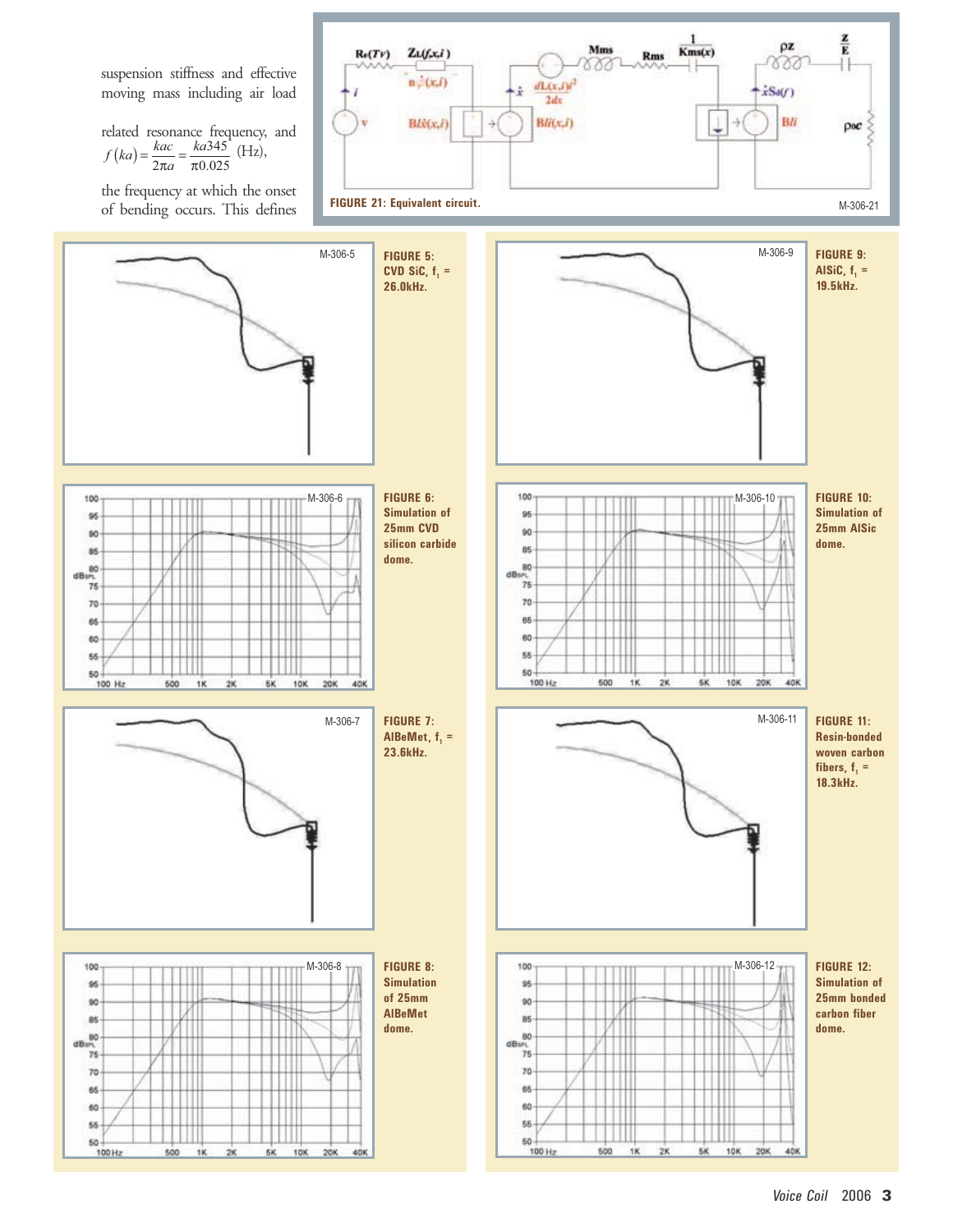suspension stiffness and effective moving mass including air load

related resonance frequency, and $f(ka) = \frac{kac}{2\pi a} = \frac{ka345}{\pi 0.025}$ (Hz),

the frequency at which the onset of bending occurs. This defines

FIGURE 21: Equivalent circuit.

FIGURE 5: CVD SiC, $f_1$ = 26.0kHz.

FIGURE 6: Simulation of 25mm CVD silicon carbide dome.

FIGURE 7: AlBeMet, $f_1$ = 23.6kHz.

FIGURE 8: Simulation of 25mm AlBeMet dome.

FIGURE 9: AlSiC, $f_1$ = 19.5kHz.

FIGURE 10: Simulation of 25mm AlSic dome.

FIGURE 11: Resin-bonded woven carbon fibers, $f_1$ = 18.3kHz.

FIGURE 12: Simulation of 25mm bonded carbon fiber dome.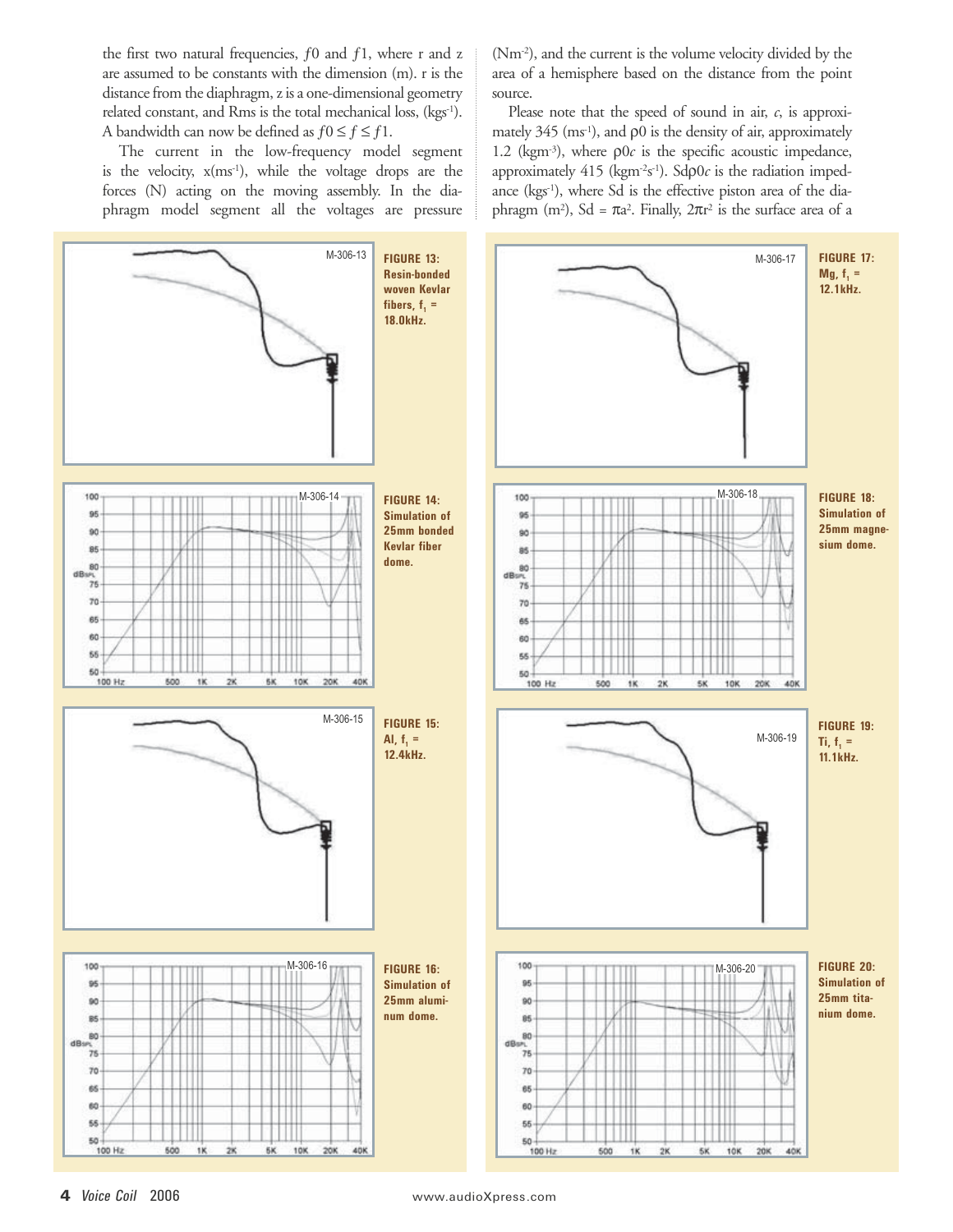the first two natural frequencies, $f0$ and $f1$, where r and z are assumed to be constants with the dimension (m). r is the distance from the diaphragm, z is a one-dimensional geometry related constant, and Rms is the total mechanical loss, (kgs$^{-1}$). A bandwidth can now be defined as $f0 \leq f \leq f1$.

The current in the low-frequency model segment is the velocity, x(ms$^{-1}$), while the voltage drops are the forces (N) acting on the moving assembly. In the diaphragm model segment all the voltages are pressure (Nm$^{-2}$), and the current is the volume velocity divided by the area of a hemisphere based on the distance from the point source.

Please note that the speed of sound in air, *c*, is approximately 345 (ms$^{-1}$), and $\rho 0$ is the density of air, approximately 1.2 (kgm$^{-3}$), where $\rho 0c$ is the specific acoustic impedance, approximately 415 (kgm$^{-2}$s$^{-1}$). $Sd\rho 0c$ is the radiation impedance (kgs$^{-1}$), where Sd is the effective piston area of the diaphragm (m$^2$), $Sd = \pi a^2$. Finally, $2\pi r^2$ is the surface area of a

**FIGURE 13:** Resin-bonded woven Kevlar fibers, $f_1$ = 18.0kHz.

**FIGURE 14:** Simulation of 25mm bonded Kevlar fiber dome.

**FIGURE 15:** Al, $f_1$ = 12.4kHz.

**FIGURE 16:** Simulation of 25mm aluminum dome.

**FIGURE 17:** Mg, $f_1$ = 12.1kHz.

**FIGURE 18:** Simulation of 25mm magnesium dome.

**FIGURE 19:** Ti, $f_1$ = 11.1kHz.

**FIGURE 20:** Simulation of 25mm titanium dome.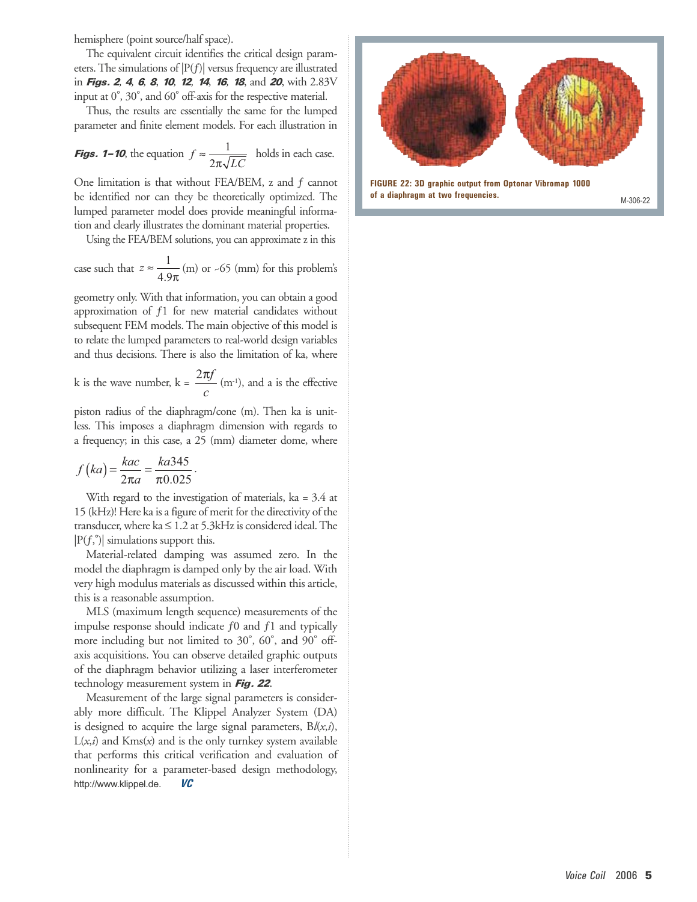hemisphere (point source/half space).

The equivalent circuit identifies the critical design parameters. The simulations of $|P(f)|$ versus frequency are illustrated in ***Figs. 2**, **4**, **6**, **8**, **10**, **12**, **14**, **16**, **18***, and ***20***, with 2.83V input at 0°, 30°, and 60° off-axis for the respective material.

Thus, the results are essentially the same for the lumped parameter and finite element models. For each illustration in ***Figs. 1–10***, the equation $f \approx \dfrac{1}{2\pi\sqrt{LC}}$ holds in each case.

One limitation is that without FEA/BEM, z and $f$ cannot be identified nor can they be theoretically optimized. The lumped parameter model does provide meaningful information and clearly illustrates the dominant material properties.

Using the FEA/BEM solutions, you can approximate z in this case such that $z \approx \dfrac{1}{4.9\pi}$ (m) or ~65 (mm) for this problem's geometry only. With that information, you can obtain a good approximation of $f1$ for new material candidates without subsequent FEM models. The main objective of this model is to relate the lumped parameters to real-world design variables and thus decisions. There is also the limitation of ka, where k is the wave number, $k = \dfrac{2\pi f}{c}$ ($m^{-1}$), and a is the effective piston radius of the diaphragm/cone (m). Then ka is unitless. This imposes a diaphragm dimension with regards to a frequency; in this case, a 25 (mm) diameter dome, where

$$f(ka) = \frac{kac}{2\pi a} = \frac{ka345}{\pi 0.025}.$$

With regard to the investigation of materials, ka = 3.4 at 15 (kHz)! Here ka is a figure of merit for the directivity of the transducer, where ka ≤ 1.2 at 5.3kHz is considered ideal. The $|P(f,°)|$ simulations support this.

Material-related damping was assumed zero. In the model the diaphragm is damped only by the air load. With very high modulus materials as discussed within this article, this is a reasonable assumption.

MLS (maximum length sequence) measurements of the impulse response should indicate $f0$ and $f1$ and typically more including but not limited to 30°, 60°, and 90° off-axis acquisitions. You can observe detailed graphic outputs of the diaphragm behavior utilizing a laser interferometer technology measurement system in ***Fig. 22***.

Measurement of the large signal parameters is considerably more difficult. The Klippel Analyzer System (DA) is designed to acquire the large signal parameters, $Bl(x,i)$, $L(x,i)$ and $Kms(x)$ and is the only turnkey system available that performs this critical verification and evaluation of nonlinearity for a parameter-based design methodology, http://www.klippel.de. ***VC***

**FIGURE 22: 3D graphic output from Optonar Vibromap 1000 of a diaphragm at two frequencies.**

M-306-22